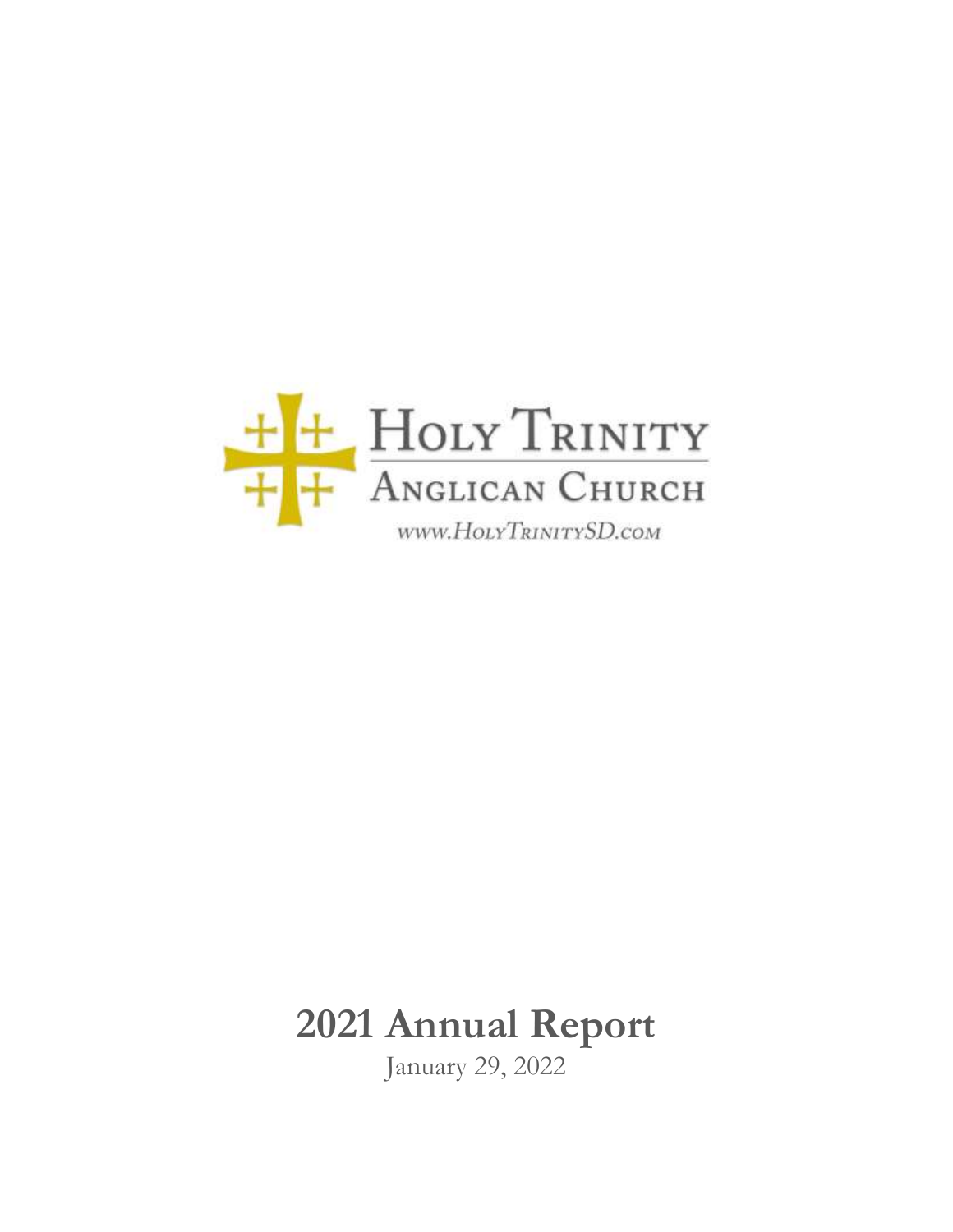Holy Trinity

Anglican Church

www.HolyTrinitySD.com

# 2021 Annual Report

January 29, 2022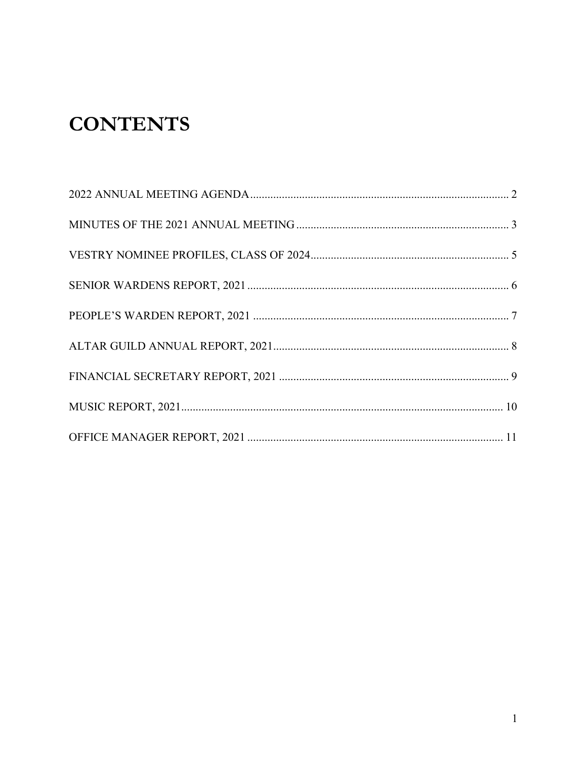# CONTENTS

2022 ANNUAL MEETING AGENDA .......... 2

MINUTES OF THE 2021 ANNUAL MEETING .......... 3

VESTRY NOMINEE PROFILES, CLASS OF 2024 .......... 5

SENIOR WARDENS REPORT, 2021 .......... 6

PEOPLE'S WARDEN REPORT, 2021 .......... 7

ALTAR GUILD ANNUAL REPORT, 2021 .......... 8

FINANCIAL SECRETARY REPORT, 2021 .......... 9

MUSIC REPORT, 2021 .......... 10

OFFICE MANAGER REPORT, 2021 .......... 11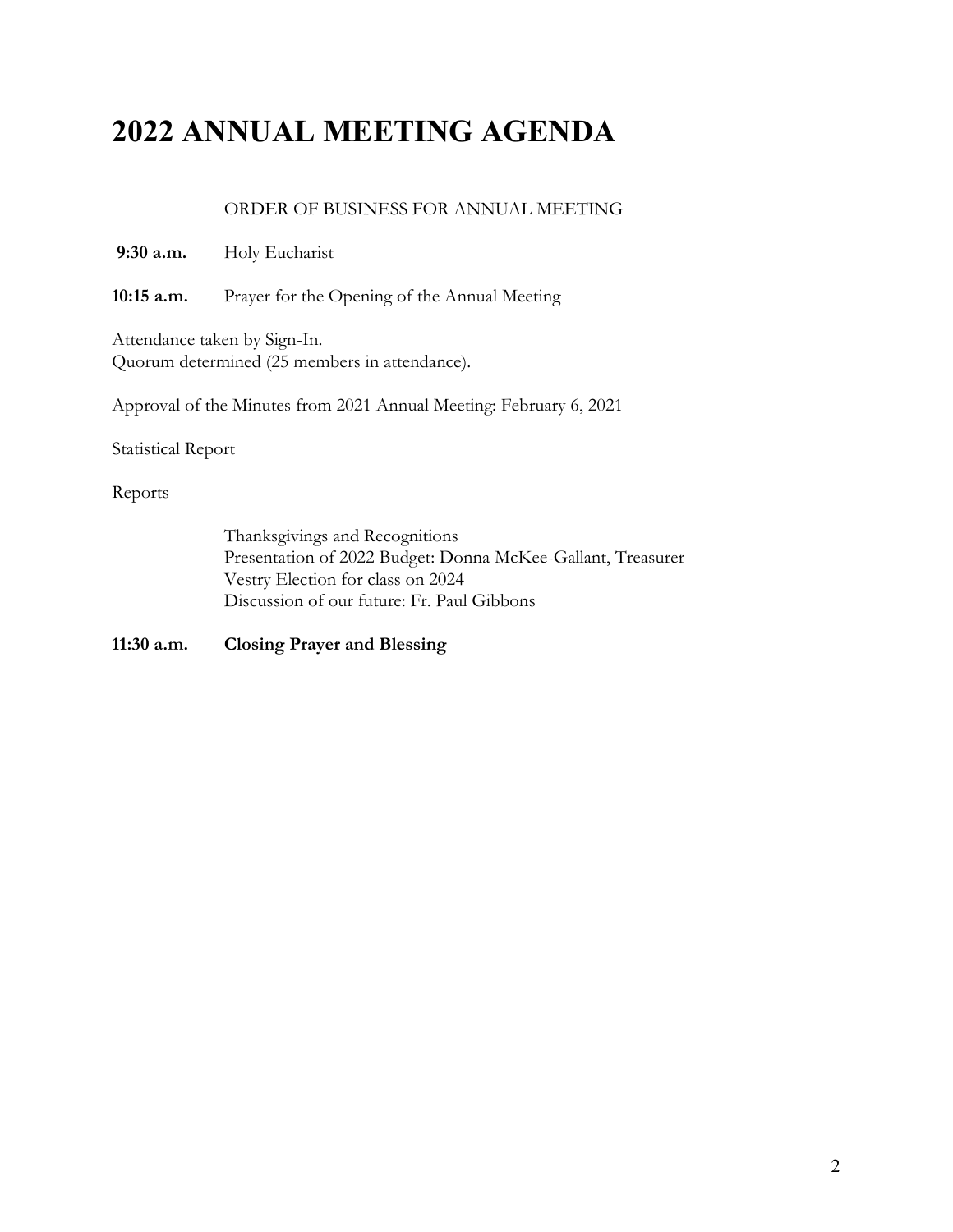# 2022 ANNUAL MEETING AGENDA

ORDER OF BUSINESS FOR ANNUAL MEETING

**9:30 a.m.** Holy Eucharist

**10:15 a.m.** Prayer for the Opening of the Annual Meeting

Attendance taken by Sign-In.
Quorum determined (25 members in attendance).

Approval of the Minutes from 2021 Annual Meeting: February 6, 2021

Statistical Report

Reports

Thanksgivings and Recognitions
Presentation of 2022 Budget: Donna McKee-Gallant, Treasurer
Vestry Election for class on 2024
Discussion of our future: Fr. Paul Gibbons

**11:30 a.m. Closing Prayer and Blessing**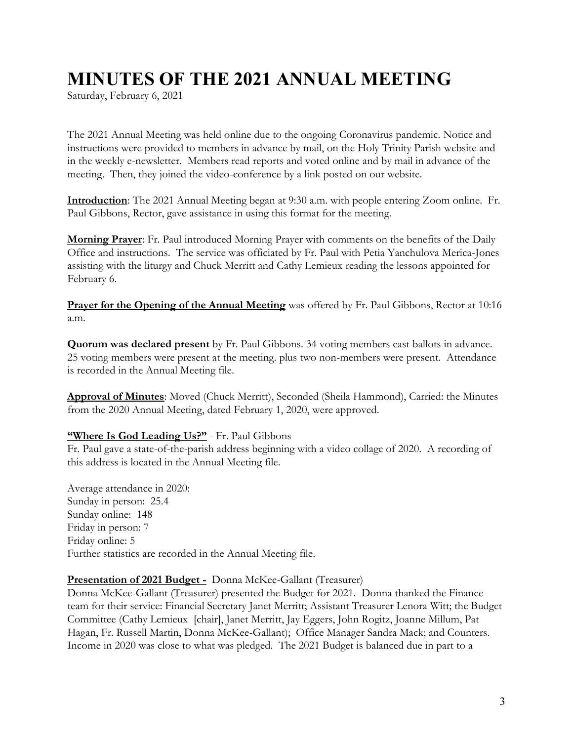# MINUTES OF THE 2021 ANNUAL MEETING

Saturday, February 6, 2021

The 2021 Annual Meeting was held online due to the ongoing Coronavirus pandemic. Notice and instructions were provided to members in advance by mail, on the Holy Trinity Parish website and in the weekly e-newsletter. Members read reports and voted online and by mail in advance of the meeting. Then, they joined the video-conference by a link posted on our website.

**<u>Introduction</u>**: The 2021 Annual Meeting began at 9:30 a.m. with people entering Zoom online. Fr. Paul Gibbons, Rector, gave assistance in using this format for the meeting.

**<u>Morning Prayer</u>**: Fr. Paul introduced Morning Prayer with comments on the benefits of the Daily Office and instructions. The service was officiated by Fr. Paul with Petia Yanchulova Merica-Jones assisting with the liturgy and Chuck Merritt and Cathy Lemieux reading the lessons appointed for February 6.

**<u>Prayer for the Opening of the Annual Meeting</u>** was offered by Fr. Paul Gibbons, Rector at 10:16 a.m.

**<u>Quorum was declared present</u>** by Fr. Paul Gibbons. 34 voting members cast ballots in advance. 25 voting members were present at the meeting. plus two non-members were present. Attendance is recorded in the Annual Meeting file.

**<u>Approval of Minutes</u>**: Moved (Chuck Merritt), Seconded (Sheila Hammond), Carried: the Minutes from the 2020 Annual Meeting, dated February 1, 2020, were approved.

**<u>"Where Is God Leading Us?"</u>** - Fr. Paul Gibbons

Fr. Paul gave a state-of-the-parish address beginning with a video collage of 2020. A recording of this address is located in the Annual Meeting file.

Average attendance in 2020:
Sunday in person: 25.4
Sunday online: 148
Friday in person: 7
Friday online: 5
Further statistics are recorded in the Annual Meeting file.

**<u>Presentation of 2021 Budget -</u>** Donna McKee-Gallant (Treasurer)

Donna McKee-Gallant (Treasurer) presented the Budget for 2021. Donna thanked the Finance team for their service: Financial Secretary Janet Merritt; Assistant Treasurer Lenora Witt; the Budget Committee (Cathy Lemieux [chair], Janet Merritt, Jay Eggers, John Rogitz, Joanne Millum, Pat Hagan, Fr. Russell Martin, Donna McKee-Gallant); Office Manager Sandra Mack; and Counters. Income in 2020 was close to what was pledged. The 2021 Budget is balanced due in part to a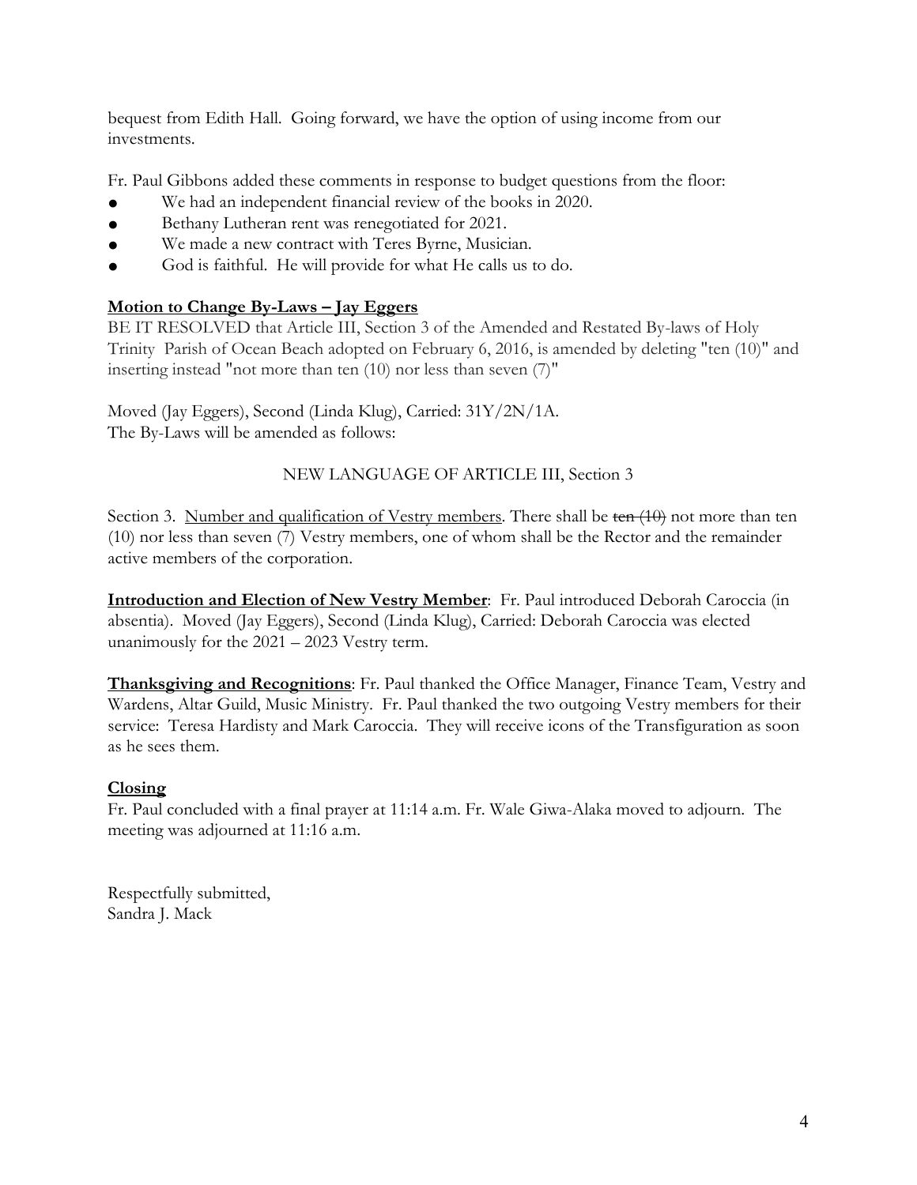bequest from Edith Hall. Going forward, we have the option of using income from our investments.

Fr. Paul Gibbons added these comments in response to budget questions from the floor:

- We had an independent financial review of the books in 2020.
- Bethany Lutheran rent was renegotiated for 2021.
- We made a new contract with Teres Byrne, Musician.
- God is faithful. He will provide for what He calls us to do.

**<u>Motion to Change By-Laws – Jay Eggers</u>**

BE IT RESOLVED that Article III, Section 3 of the Amended and Restated By-laws of Holy Trinity Parish of Ocean Beach adopted on February 6, 2016, is amended by deleting "ten (10)" and inserting instead "not more than ten (10) nor less than seven (7)"

Moved (Jay Eggers), Second (Linda Klug), Carried: 31Y/2N/1A.
The By-Laws will be amended as follows:

NEW LANGUAGE OF ARTICLE III, Section 3

Section 3. <u>Number and qualification of Vestry members</u>. There shall be ~~ten (10)~~ not more than ten (10) nor less than seven (7) Vestry members, one of whom shall be the Rector and the remainder active members of the corporation.

**<u>Introduction and Election of New Vestry Member</u>**: Fr. Paul introduced Deborah Caroccia (in absentia). Moved (Jay Eggers), Second (Linda Klug), Carried: Deborah Caroccia was elected unanimously for the 2021 – 2023 Vestry term.

**<u>Thanksgiving and Recognitions</u>**: Fr. Paul thanked the Office Manager, Finance Team, Vestry and Wardens, Altar Guild, Music Ministry. Fr. Paul thanked the two outgoing Vestry members for their service: Teresa Hardisty and Mark Caroccia. They will receive icons of the Transfiguration as soon as he sees them.

**<u>Closing</u>**

Fr. Paul concluded with a final prayer at 11:14 a.m. Fr. Wale Giwa-Alaka moved to adjourn. The meeting was adjourned at 11:16 a.m.

Respectfully submitted,
Sandra J. Mack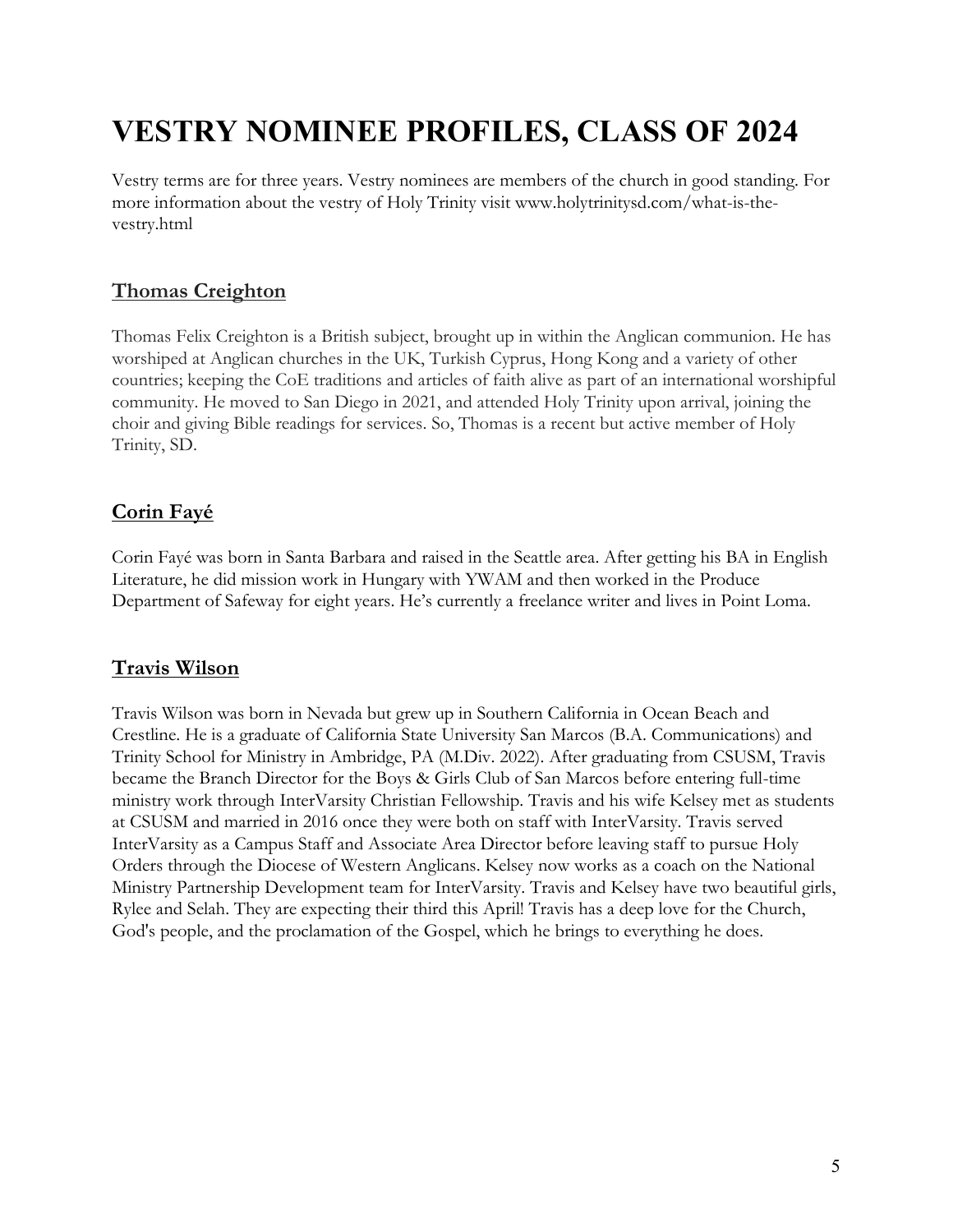# VESTRY NOMINEE PROFILES, CLASS OF 2024

Vestry terms are for three years. Vestry nominees are members of the church in good standing. For more information about the vestry of Holy Trinity visit www.holytrinitysd.com/what-is-the-vestry.html

## Thomas Creighton

Thomas Felix Creighton is a British subject, brought up in within the Anglican communion. He has worshiped at Anglican churches in the UK, Turkish Cyprus, Hong Kong and a variety of other countries; keeping the CoE traditions and articles of faith alive as part of an international worshipful community. He moved to San Diego in 2021, and attended Holy Trinity upon arrival, joining the choir and giving Bible readings for services. So, Thomas is a recent but active member of Holy Trinity, SD.

## Corin Fayé

Corin Fayé was born in Santa Barbara and raised in the Seattle area. After getting his BA in English Literature, he did mission work in Hungary with YWAM and then worked in the Produce Department of Safeway for eight years. He's currently a freelance writer and lives in Point Loma.

## Travis Wilson

Travis Wilson was born in Nevada but grew up in Southern California in Ocean Beach and Crestline. He is a graduate of California State University San Marcos (B.A. Communications) and Trinity School for Ministry in Ambridge, PA (M.Div. 2022). After graduating from CSUSM, Travis became the Branch Director for the Boys & Girls Club of San Marcos before entering full-time ministry work through InterVarsity Christian Fellowship. Travis and his wife Kelsey met as students at CSUSM and married in 2016 once they were both on staff with InterVarsity. Travis served InterVarsity as a Campus Staff and Associate Area Director before leaving staff to pursue Holy Orders through the Diocese of Western Anglicans. Kelsey now works as a coach on the National Ministry Partnership Development team for InterVarsity. Travis and Kelsey have two beautiful girls, Rylee and Selah. They are expecting their third this April! Travis has a deep love for the Church, God's people, and the proclamation of the Gospel, which he brings to everything he does.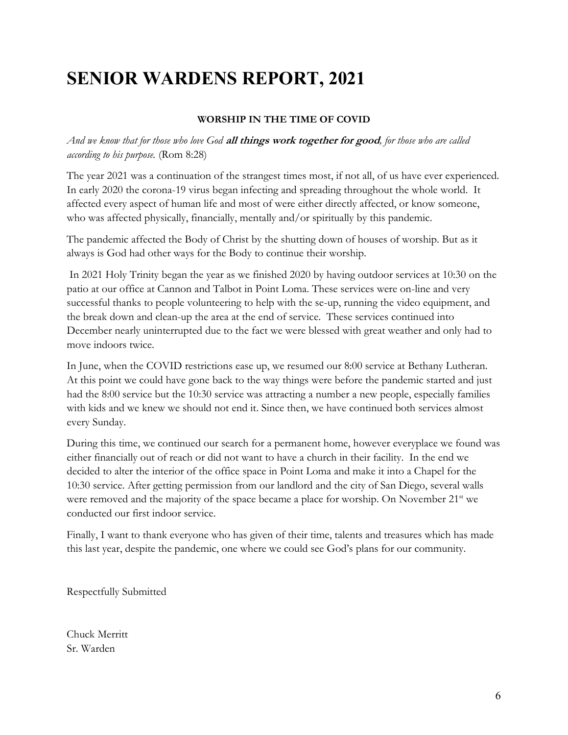# SENIOR WARDENS REPORT, 2021

**WORSHIP IN THE TIME OF COVID**

*And we know that for those who love God* ***all things work together for good****, for those who are called according to his purpose.* (Rom 8:28)

The year 2021 was a continuation of the strangest times most, if not all, of us have ever experienced. In early 2020 the corona-19 virus began infecting and spreading throughout the whole world. It affected every aspect of human life and most of were either directly affected, or know someone, who was affected physically, financially, mentally and/or spiritually by this pandemic.

The pandemic affected the Body of Christ by the shutting down of houses of worship. But as it always is God had other ways for the Body to continue their worship.

In 2021 Holy Trinity began the year as we finished 2020 by having outdoor services at 10:30 on the patio at our office at Cannon and Talbot in Point Loma. These services were on-line and very successful thanks to people volunteering to help with the se-up, running the video equipment, and the break down and clean-up the area at the end of service. These services continued into December nearly uninterrupted due to the fact we were blessed with great weather and only had to move indoors twice.

In June, when the COVID restrictions ease up, we resumed our 8:00 service at Bethany Lutheran. At this point we could have gone back to the way things were before the pandemic started and just had the 8:00 service but the 10:30 service was attracting a number a new people, especially families with kids and we knew we should not end it. Since then, we have continued both services almost every Sunday.

During this time, we continued our search for a permanent home, however everyplace we found was either financially out of reach or did not want to have a church in their facility. In the end we decided to alter the interior of the office space in Point Loma and make it into a Chapel for the 10:30 service. After getting permission from our landlord and the city of San Diego, several walls were removed and the majority of the space became a place for worship. On November 21st we conducted our first indoor service.

Finally, I want to thank everyone who has given of their time, talents and treasures which has made this last year, despite the pandemic, one where we could see God's plans for our community.

Respectfully Submitted

Chuck Merritt  
Sr. Warden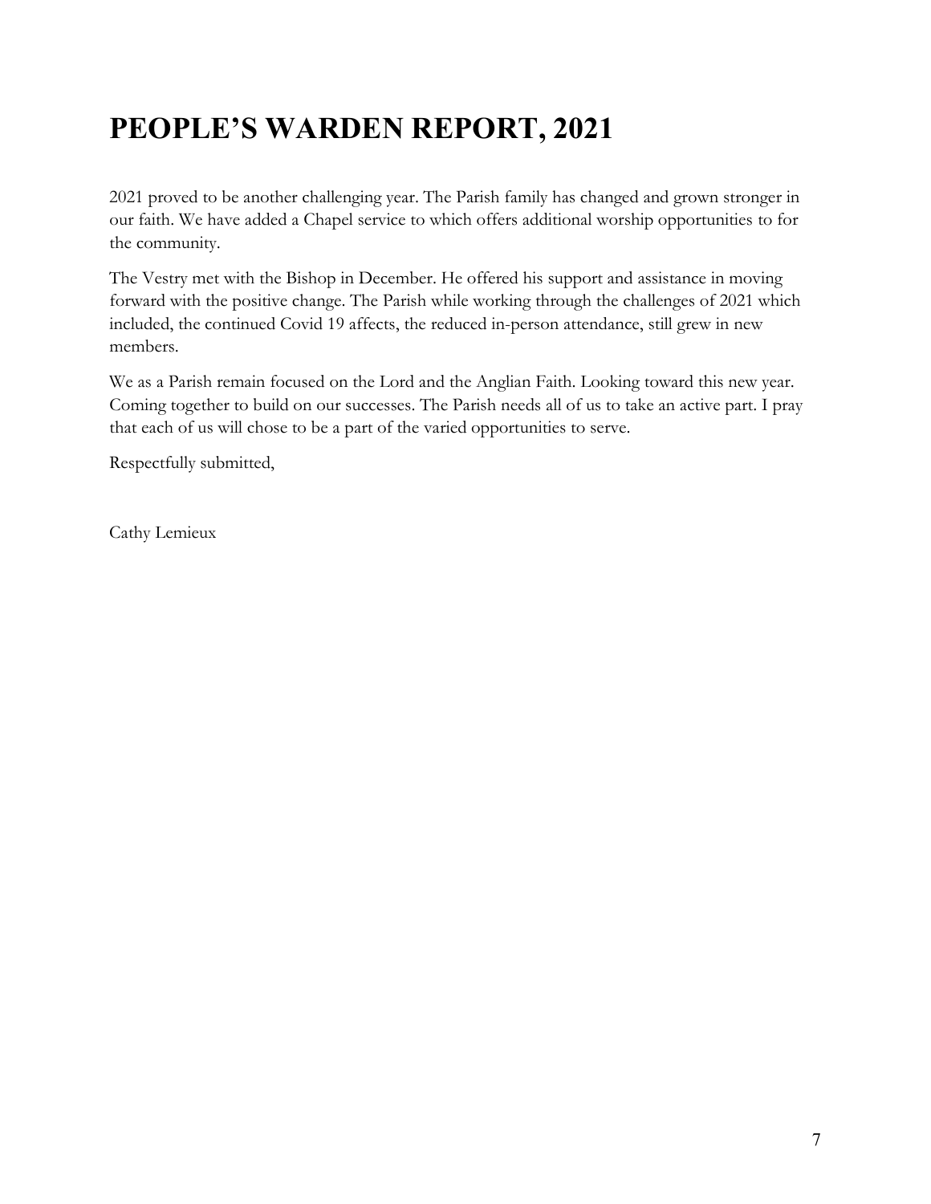# PEOPLE'S WARDEN REPORT, 2021

2021 proved to be another challenging year. The Parish family has changed and grown stronger in our faith. We have added a Chapel service to which offers additional worship opportunities to for the community.

The Vestry met with the Bishop in December. He offered his support and assistance in moving forward with the positive change. The Parish while working through the challenges of 2021 which included, the continued Covid 19 affects, the reduced in-person attendance, still grew in new members.

We as a Parish remain focused on the Lord and the Anglian Faith. Looking toward this new year. Coming together to build on our successes. The Parish needs all of us to take an active part. I pray that each of us will chose to be a part of the varied opportunities to serve.

Respectfully submitted,

Cathy Lemieux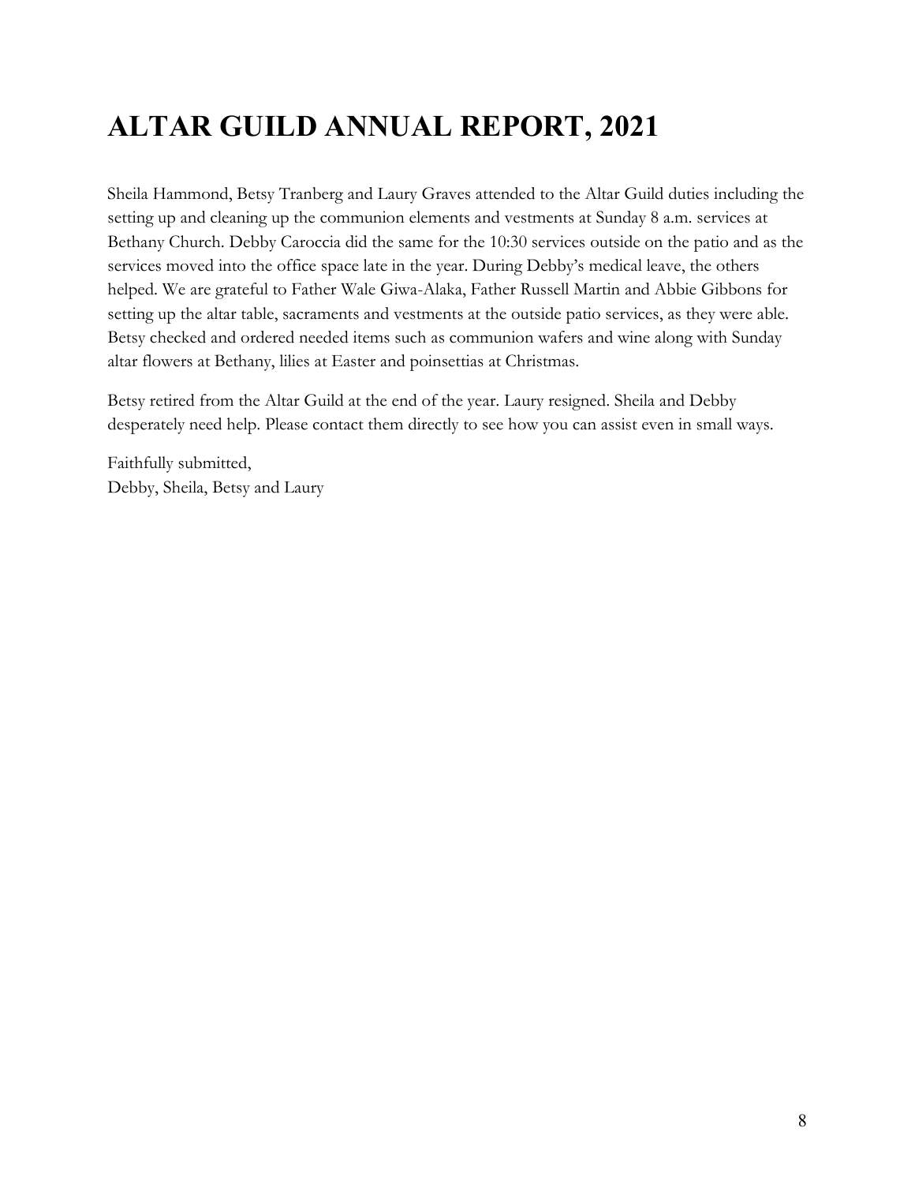# ALTAR GUILD ANNUAL REPORT, 2021

Sheila Hammond, Betsy Tranberg and Laury Graves attended to the Altar Guild duties including the setting up and cleaning up the communion elements and vestments at Sunday 8 a.m. services at Bethany Church. Debby Caroccia did the same for the 10:30 services outside on the patio and as the services moved into the office space late in the year. During Debby's medical leave, the others helped. We are grateful to Father Wale Giwa-Alaka, Father Russell Martin and Abbie Gibbons for setting up the altar table, sacraments and vestments at the outside patio services, as they were able. Betsy checked and ordered needed items such as communion wafers and wine along with Sunday altar flowers at Bethany, lilies at Easter and poinsettias at Christmas.

Betsy retired from the Altar Guild at the end of the year. Laury resigned. Sheila and Debby desperately need help. Please contact them directly to see how you can assist even in small ways.

Faithfully submitted,
Debby, Sheila, Betsy and Laury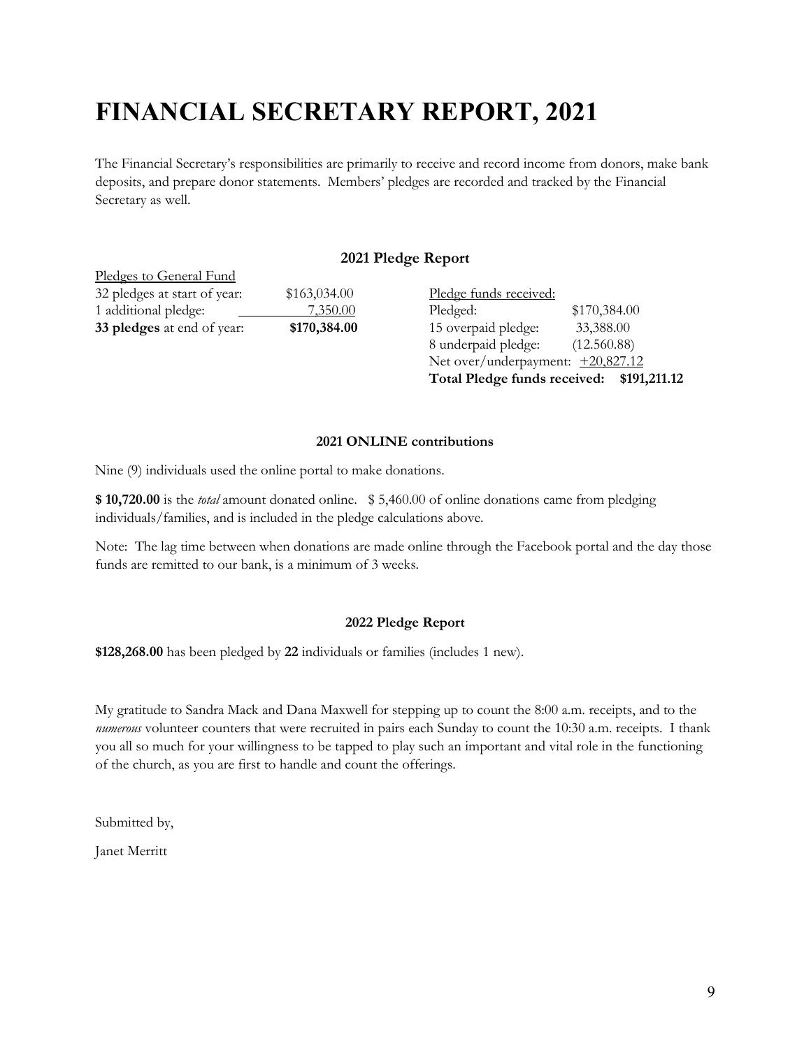# FINANCIAL SECRETARY REPORT, 2021

The Financial Secretary's responsibilities are primarily to receive and record income from donors, make bank deposits, and prepare donor statements. Members' pledges are recorded and tracked by the Financial Secretary as well.

### 2021 Pledge Report

Pledges to General Fund

| | |
|---|---|
| 32 pledges at start of year: | $163,034.00 |
| 1 additional pledge: | 7,350.00 |
| **33 pledges** at end of year: | **$170,384.00** |

Pledge funds received:

| | |
|---|---|
| Pledged: | $170,384.00 |
| 15 overpaid pledge: | 33,388.00 |
| 8 underpaid pledge: | (12.560.88) |
| Net over/underpayment: | +20,827.12 |
| **Total Pledge funds received:** | **$191,211.12** |

#### 2021 ONLINE contributions

Nine (9) individuals used the online portal to make donations.

**$ 10,720.00** is the *total* amount donated online. $ 5,460.00 of online donations came from pledging individuals/families, and is included in the pledge calculations above.

Note: The lag time between when donations are made online through the Facebook portal and the day those funds are remitted to our bank, is a minimum of 3 weeks.

#### 2022 Pledge Report

**$128,268.00** has been pledged by **22** individuals or families (includes 1 new).

My gratitude to Sandra Mack and Dana Maxwell for stepping up to count the 8:00 a.m. receipts, and to the *numerous* volunteer counters that were recruited in pairs each Sunday to count the 10:30 a.m. receipts. I thank you all so much for your willingness to be tapped to play such an important and vital role in the functioning of the church, as you are first to handle and count the offerings.

Submitted by,

Janet Merritt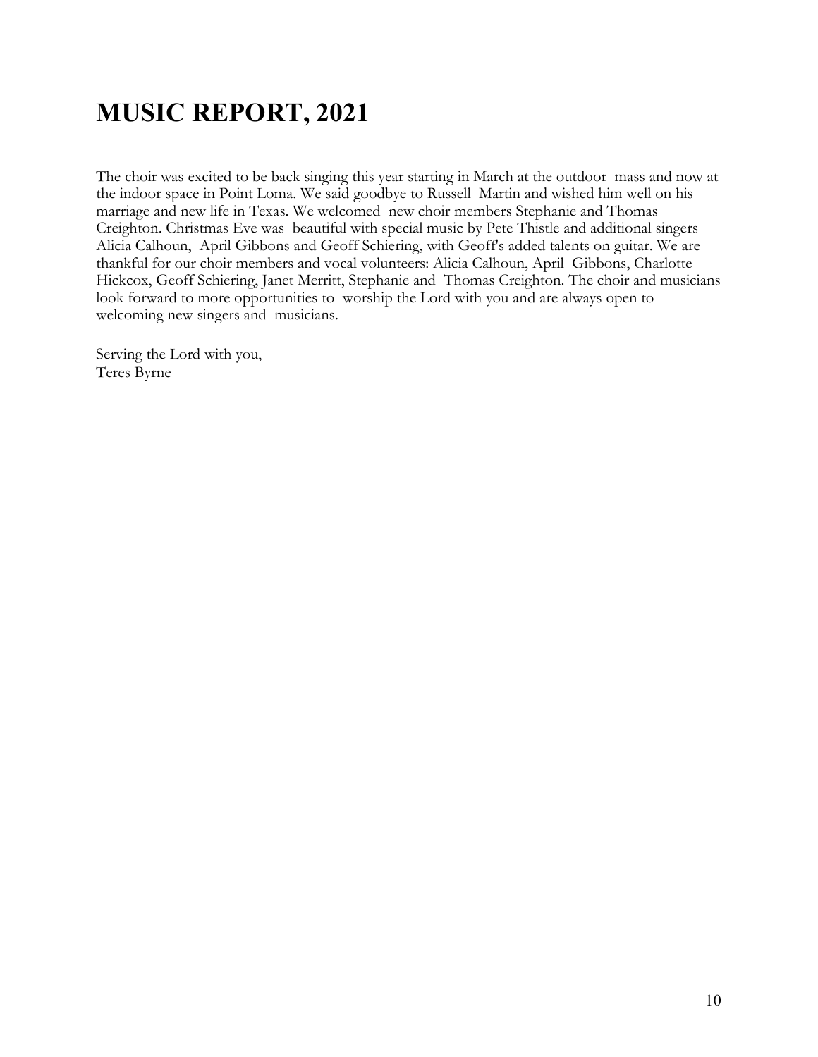# MUSIC REPORT, 2021

The choir was excited to be back singing this year starting in March at the outdoor mass and now at the indoor space in Point Loma. We said goodbye to Russell Martin and wished him well on his marriage and new life in Texas. We welcomed new choir members Stephanie and Thomas Creighton. Christmas Eve was beautiful with special music by Pete Thistle and additional singers Alicia Calhoun, April Gibbons and Geoff Schiering, with Geoff's added talents on guitar. We are thankful for our choir members and vocal volunteers: Alicia Calhoun, April Gibbons, Charlotte Hickcox, Geoff Schiering, Janet Merritt, Stephanie and Thomas Creighton. The choir and musicians look forward to more opportunities to worship the Lord with you and are always open to welcoming new singers and musicians.

Serving the Lord with you,
Teres Byrne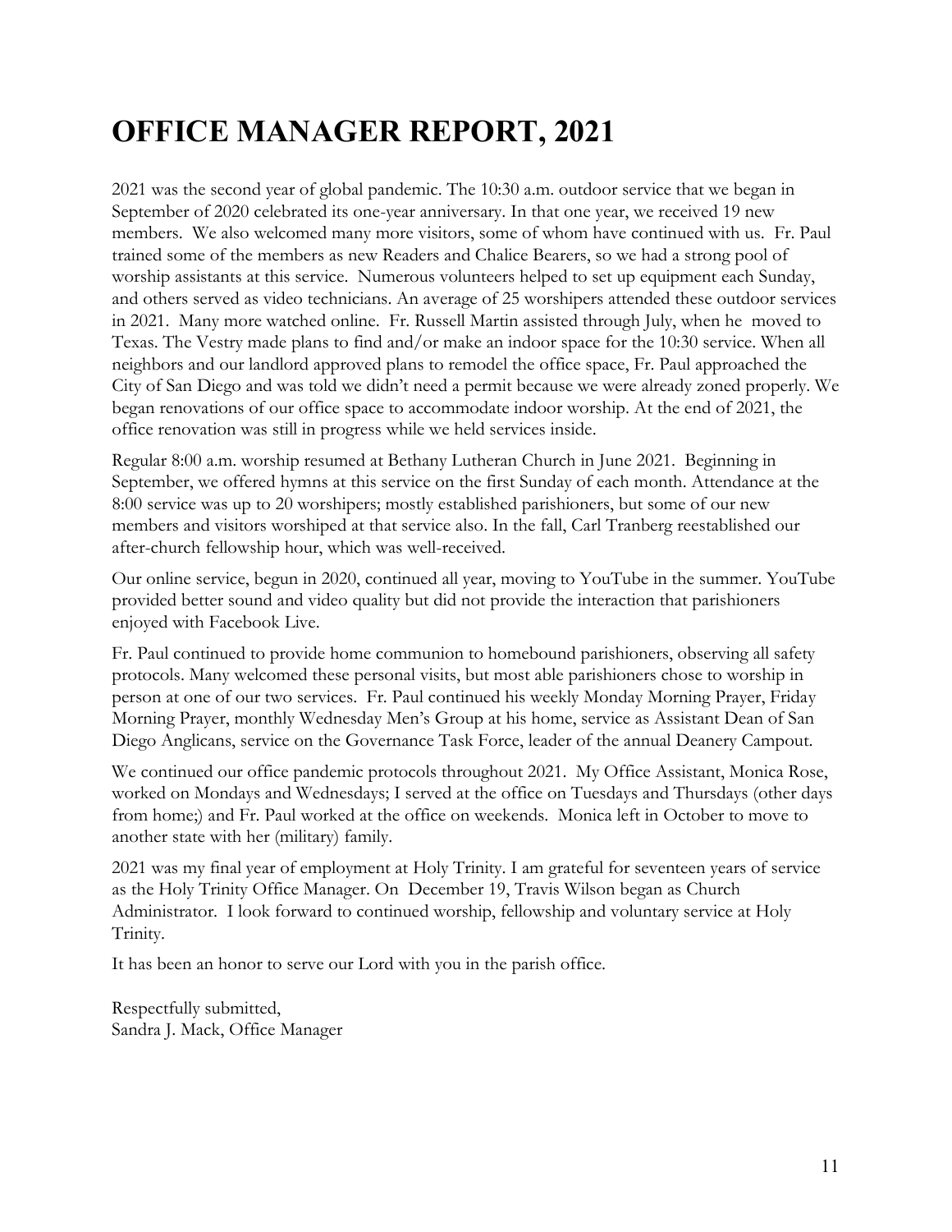# OFFICE MANAGER REPORT, 2021

2021 was the second year of global pandemic. The 10:30 a.m. outdoor service that we began in September of 2020 celebrated its one-year anniversary. In that one year, we received 19 new members. We also welcomed many more visitors, some of whom have continued with us. Fr. Paul trained some of the members as new Readers and Chalice Bearers, so we had a strong pool of worship assistants at this service. Numerous volunteers helped to set up equipment each Sunday, and others served as video technicians. An average of 25 worshipers attended these outdoor services in 2021. Many more watched online. Fr. Russell Martin assisted through July, when he moved to Texas. The Vestry made plans to find and/or make an indoor space for the 10:30 service. When all neighbors and our landlord approved plans to remodel the office space, Fr. Paul approached the City of San Diego and was told we didn't need a permit because we were already zoned properly. We began renovations of our office space to accommodate indoor worship. At the end of 2021, the office renovation was still in progress while we held services inside.

Regular 8:00 a.m. worship resumed at Bethany Lutheran Church in June 2021. Beginning in September, we offered hymns at this service on the first Sunday of each month. Attendance at the 8:00 service was up to 20 worshipers; mostly established parishioners, but some of our new members and visitors worshiped at that service also. In the fall, Carl Tranberg reestablished our after-church fellowship hour, which was well-received.

Our online service, begun in 2020, continued all year, moving to YouTube in the summer. YouTube provided better sound and video quality but did not provide the interaction that parishioners enjoyed with Facebook Live.

Fr. Paul continued to provide home communion to homebound parishioners, observing all safety protocols. Many welcomed these personal visits, but most able parishioners chose to worship in person at one of our two services. Fr. Paul continued his weekly Monday Morning Prayer, Friday Morning Prayer, monthly Wednesday Men's Group at his home, service as Assistant Dean of San Diego Anglicans, service on the Governance Task Force, leader of the annual Deanery Campout.

We continued our office pandemic protocols throughout 2021. My Office Assistant, Monica Rose, worked on Mondays and Wednesdays; I served at the office on Tuesdays and Thursdays (other days from home;) and Fr. Paul worked at the office on weekends. Monica left in October to move to another state with her (military) family.

2021 was my final year of employment at Holy Trinity. I am grateful for seventeen years of service as the Holy Trinity Office Manager. On December 19, Travis Wilson began as Church Administrator. I look forward to continued worship, fellowship and voluntary service at Holy Trinity.

It has been an honor to serve our Lord with you in the parish office.

Respectfully submitted,
Sandra J. Mack, Office Manager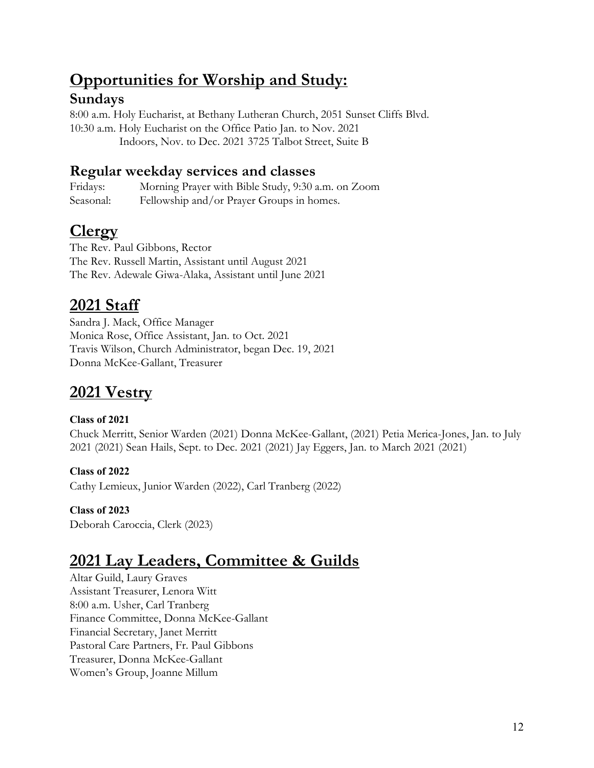# Opportunities for Worship and Study:

## Sundays

8:00 a.m. Holy Eucharist, at Bethany Lutheran Church, 2051 Sunset Cliffs Blvd.
10:30 a.m. Holy Eucharist on the Office Patio Jan. to Nov. 2021
Indoors, Nov. to Dec. 2021 3725 Talbot Street, Suite B

## Regular weekday services and classes

Fridays: Morning Prayer with Bible Study, 9:30 a.m. on Zoom
Seasonal: Fellowship and/or Prayer Groups in homes.

# Clergy

The Rev. Paul Gibbons, Rector
The Rev. Russell Martin, Assistant until August 2021
The Rev. Adewale Giwa-Alaka, Assistant until June 2021

# 2021 Staff

Sandra J. Mack, Office Manager
Monica Rose, Office Assistant, Jan. to Oct. 2021
Travis Wilson, Church Administrator, began Dec. 19, 2021
Donna McKee-Gallant, Treasurer

# 2021 Vestry

**Class of 2021**

Chuck Merritt, Senior Warden (2021) Donna McKee-Gallant, (2021) Petia Merica-Jones, Jan. to July 2021 (2021) Sean Hails, Sept. to Dec. 2021 (2021) Jay Eggers, Jan. to March 2021 (2021)

**Class of 2022**

Cathy Lemieux, Junior Warden (2022), Carl Tranberg (2022)

**Class of 2023**

Deborah Caroccia, Clerk (2023)

# 2021 Lay Leaders, Committee & Guilds

Altar Guild, Laury Graves
Assistant Treasurer, Lenora Witt
8:00 a.m. Usher, Carl Tranberg
Finance Committee, Donna McKee-Gallant
Financial Secretary, Janet Merritt
Pastoral Care Partners, Fr. Paul Gibbons
Treasurer, Donna McKee-Gallant
Women's Group, Joanne Millum